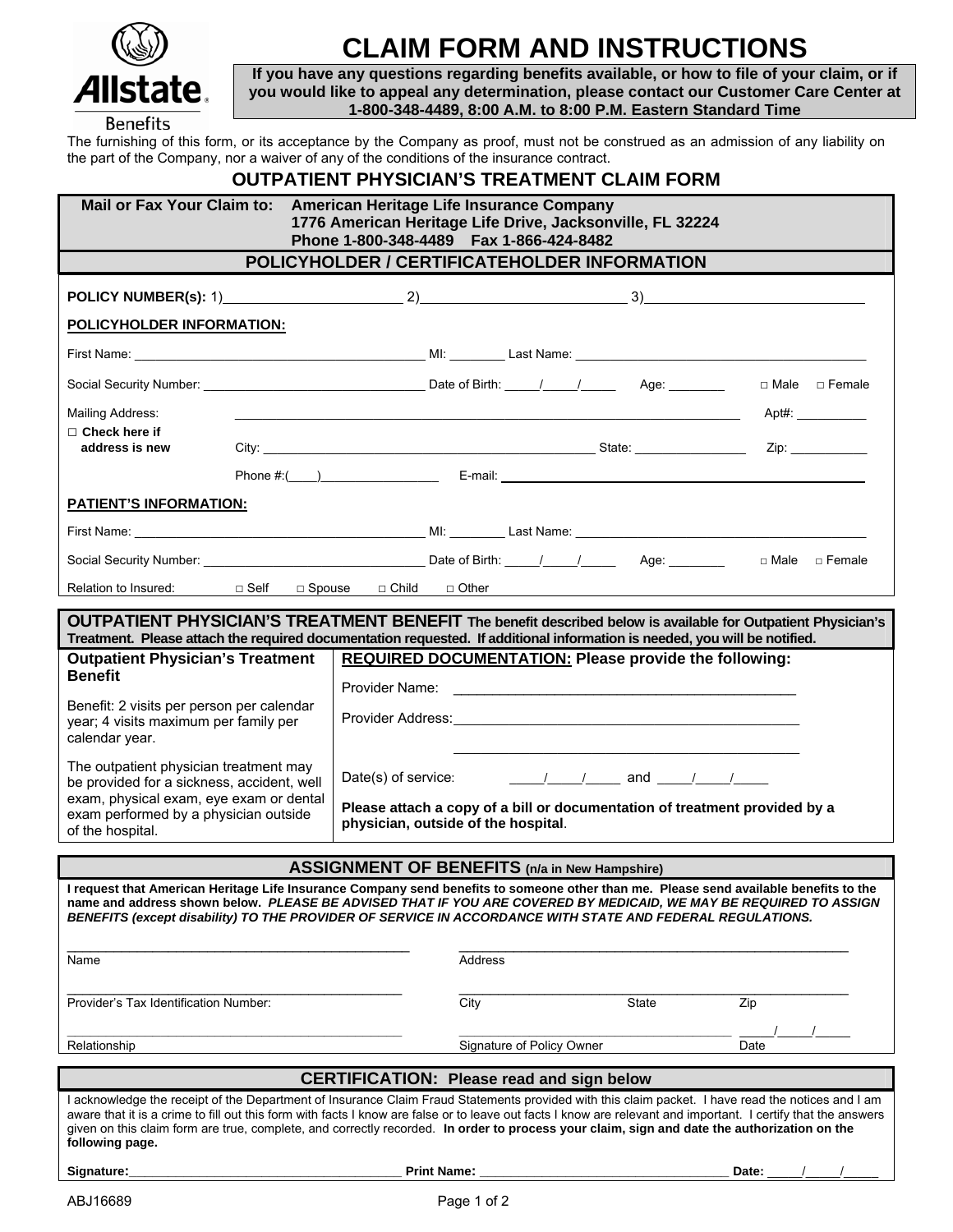Allstate Benefits

# CLAIM FORM AND INSTRUCTIONS

**If you have any questions regarding benefits available, or how to file of your claim, or if you would like to appeal any determination, please contact our Customer Care Center at 1-800-348-4489, 8:00 A.M. to 8:00 P.M. Eastern Standard Time**

The furnishing of this form, or its acceptance by the Company as proof, must not be construed as an admission of any liability on the part of the Company, nor a waiver of any of the conditions of the insurance contract.

## OUTPATIENT PHYSICIAN'S TREATMENT CLAIM FORM

**Mail or Fax Your Claim to:** **American Heritage Life Insurance Company**
**1776 American Heritage Life Drive, Jacksonville, FL 32224**
**Phone 1-800-348-4489 Fax 1-866-424-8482**

### POLICYHOLDER / CERTIFICATEHOLDER INFORMATION

**POLICY NUMBER(s):** 1)____________________ 2)____________________ 3)____________________

**POLICYHOLDER INFORMATION:**

First Name: ____________________ MI: ________ Last Name: ____________________

Social Security Number: ____________________ Date of Birth: _____/_____/_____ Age: ________ □ Male □ Female

Mailing Address: ________________________________________ Apt#: __________

□ **Check here if address is new**

City: ____________________ State: ________________ Zip: ___________

Phone #:(____)________________ E-mail: ____________________

**PATIENT'S INFORMATION:**

First Name: ____________________ MI: ________ Last Name: ____________________

Social Security Number: ____________________ Date of Birth: _____/_____/_____ Age: ________ □ Male □ Female

Relation to Insured: □ Self □ Spouse □ Child □ Other

### OUTPATIENT PHYSICIAN'S TREATMENT BENEFIT

**The benefit described below is available for Outpatient Physician's Treatment. Please attach the required documentation requested. If additional information is needed, you will be notified.**

| **Outpatient Physician's Treatment Benefit** | **REQUIRED DOCUMENTATION: Please provide the following:** |
|---|---|
| Benefit: 2 visits per person per calendar year; 4 visits maximum per family per calendar year. | Provider Name: ____________________ |
| | Provider Address: ____________________ |
| The outpatient physician treatment may be provided for a sickness, accident, well exam, physical exam, eye exam or dental exam performed by a physician outside of the hospital. | Date(s) of service: _____/_____/_____ and _____/_____/_____ |
| | **Please attach a copy of a bill or documentation of treatment provided by a physician, outside of the hospital.** |

### ASSIGNMENT OF BENEFITS (n/a in New Hampshire)

**I request that American Heritage Life Insurance Company send benefits to someone other than me. Please send available benefits to the name and address shown below.** ***PLEASE BE ADVISED THAT IF YOU ARE COVERED BY MEDICAID, WE MAY BE REQUIRED TO ASSIGN BENEFITS (except disability) TO THE PROVIDER OF SERVICE IN ACCORDANCE WITH STATE AND FEDERAL REGULATIONS.***

____________________ Name

____________________ Address

____________________ Provider's Tax Identification Number:

____________________ City State Zip

____________________ Relationship

____________________ Signature of Policy Owner _____/_____/_____ Date

### CERTIFICATION: Please read and sign below

I acknowledge the receipt of the Department of Insurance Claim Fraud Statements provided with this claim packet. I have read the notices and I am aware that it is a crime to fill out this form with facts I know are false or to leave out facts I know are relevant and important. I certify that the answers given on this claim form are true, complete, and correctly recorded. **In order to process your claim, sign and date the authorization on the following page.**

**Signature:**____________________ **Print Name:** ____________________ **Date:** _____/_____/_____

ABJ16689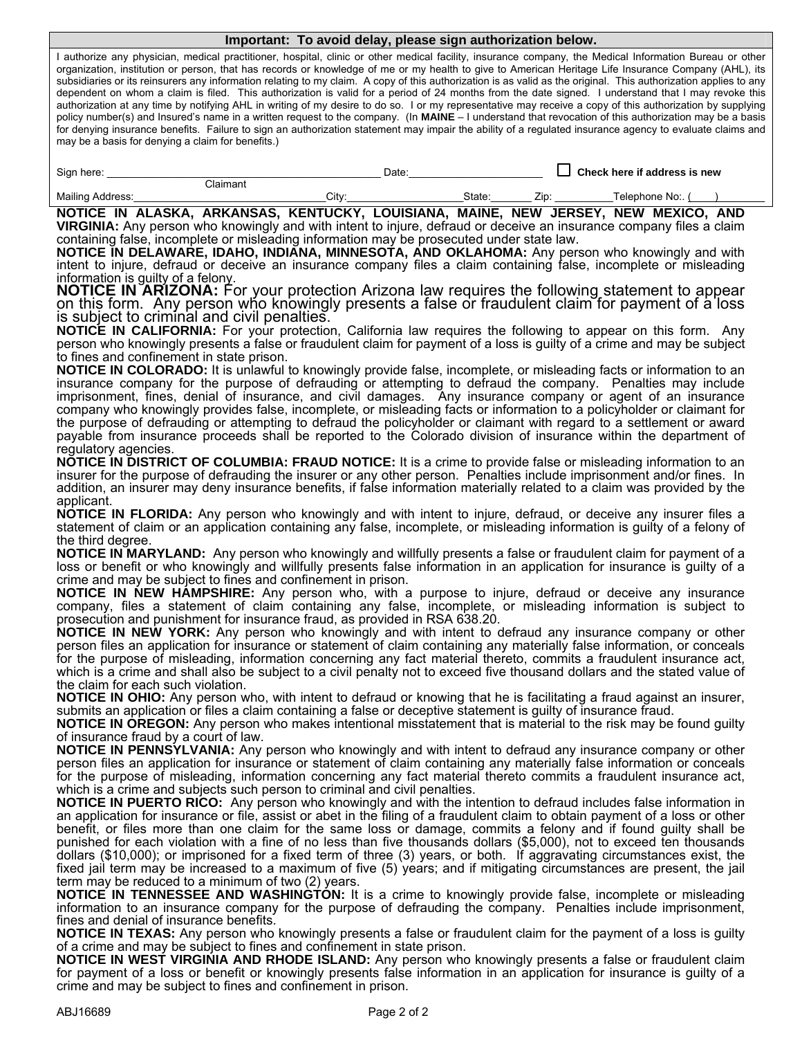**Important: To avoid delay, please sign authorization below.**

I authorize any physician, medical practitioner, hospital, clinic or other medical facility, insurance company, the Medical Information Bureau or other organization, institution or person, that has records or knowledge of me or my health to give to American Heritage Life Insurance Company (AHL), its subsidiaries or its reinsurers any information relating to my claim. A copy of this authorization is as valid as the original. This authorization applies to any dependent on whom a claim is filed. This authorization is valid for a period of 24 months from the date signed. I understand that I may revoke this authorization at any time by notifying AHL in writing of my desire to do so. I or my representative may receive a copy of this authorization by supplying policy number(s) and Insured's name in a written request to the company. (In **MAINE** – I understand that revocation of this authorization may be a basis for denying insurance benefits. Failure to sign an authorization statement may impair the ability of a regulated insurance agency to evaluate claims and may be a basis for denying a claim for benefits.)

Sign here: ______________________________ Date: ____________________ ☐ **Check here if address is new**
Claimant

Mailing Address: ______________________ City: ________________ State: ______ Zip: ________ Telephone No:. (____) ________

**NOTICE IN ALASKA, ARKANSAS, KENTUCKY, LOUISIANA, MAINE, NEW JERSEY, NEW MEXICO, AND VIRGINIA:** Any person who knowingly and with intent to injure, defraud or deceive an insurance company files a claim containing false, incomplete or misleading information may be prosecuted under state law.

**NOTICE IN DELAWARE, IDAHO, INDIANA, MINNESOTA, AND OKLAHOMA:** Any person who knowingly and with intent to injure, defraud or deceive an insurance company files a claim containing false, incomplete or misleading information is guilty of a felony.

**NOTICE IN ARIZONA:** For your protection Arizona law requires the following statement to appear on this form. Any person who knowingly presents a false or fraudulent claim for payment of a loss is subject to criminal and civil penalties.

**NOTICE IN CALIFORNIA:** For your protection, California law requires the following to appear on this form. Any person who knowingly presents a false or fraudulent claim for payment of a loss is guilty of a crime and may be subject to fines and confinement in state prison.

**NOTICE IN COLORADO:** It is unlawful to knowingly provide false, incomplete, or misleading facts or information to an insurance company for the purpose of defrauding or attempting to defraud the company. Penalties may include imprisonment, fines, denial of insurance, and civil damages. Any insurance company or agent of an insurance company who knowingly provides false, incomplete, or misleading facts or information to a policyholder or claimant for the purpose of defrauding or attempting to defraud the policyholder or claimant with regard to a settlement or award payable from insurance proceeds shall be reported to the Colorado division of insurance within the department of regulatory agencies.

**NOTICE IN DISTRICT OF COLUMBIA: FRAUD NOTICE:** It is a crime to provide false or misleading information to an insurer for the purpose of defrauding the insurer or any other person. Penalties include imprisonment and/or fines. In addition, an insurer may deny insurance benefits, if false information materially related to a claim was provided by the applicant.

**NOTICE IN FLORIDA:** Any person who knowingly and with intent to injure, defraud, or deceive any insurer files a statement of claim or an application containing any false, incomplete, or misleading information is guilty of a felony of the third degree.

**NOTICE IN MARYLAND:** Any person who knowingly and willfully presents a false or fraudulent claim for payment of a loss or benefit or who knowingly and willfully presents false information in an application for insurance is guilty of a crime and may be subject to fines and confinement in prison.

**NOTICE IN NEW HAMPSHIRE:** Any person who, with a purpose to injure, defraud or deceive any insurance company, files a statement of claim containing any false, incomplete, or misleading information is subject to prosecution and punishment for insurance fraud, as provided in RSA 638.20.

**NOTICE IN NEW YORK:** Any person who knowingly and with intent to defraud any insurance company or other person files an application for insurance or statement of claim containing any materially false information, or conceals for the purpose of misleading, information concerning any fact material thereto, commits a fraudulent insurance act, which is a crime and shall also be subject to a civil penalty not to exceed five thousand dollars and the stated value of the claim for each such violation.

**NOTICE IN OHIO:** Any person who, with intent to defraud or knowing that he is facilitating a fraud against an insurer, submits an application or files a claim containing a false or deceptive statement is guilty of insurance fraud.

**NOTICE IN OREGON:** Any person who makes intentional misstatement that is material to the risk may be found guilty of insurance fraud by a court of law.

**NOTICE IN PENNSYLVANIA:** Any person who knowingly and with intent to defraud any insurance company or other person files an application for insurance or statement of claim containing any materially false information or conceals for the purpose of misleading, information concerning any fact material thereto commits a fraudulent insurance act, which is a crime and subjects such person to criminal and civil penalties.

**NOTICE IN PUERTO RICO:** Any person who knowingly and with the intention to defraud includes false information in an application for insurance or file, assist or abet in the filing of a fraudulent claim to obtain payment of a loss or other benefit, or files more than one claim for the same loss or damage, commits a felony and if found guilty shall be punished for each violation with a fine of no less than five thousands dollars ($5,000), not to exceed ten thousands dollars ($10,000); or imprisoned for a fixed term of three (3) years, or both. If aggravating circumstances exist, the fixed jail term may be increased to a maximum of five (5) years; and if mitigating circumstances are present, the jail term may be reduced to a minimum of two (2) years.

**NOTICE IN TENNESSEE AND WASHINGTON:** It is a crime to knowingly provide false, incomplete or misleading information to an insurance company for the purpose of defrauding the company. Penalties include imprisonment, fines and denial of insurance benefits.

**NOTICE IN TEXAS:** Any person who knowingly presents a false or fraudulent claim for the payment of a loss is guilty of a crime and may be subject to fines and confinement in state prison.

**NOTICE IN WEST VIRGINIA AND RHODE ISLAND:** Any person who knowingly presents a false or fraudulent claim for payment of a loss or benefit or knowingly presents false information in an application for insurance is guilty of a crime and may be subject to fines and confinement in prison.

ABJ16689